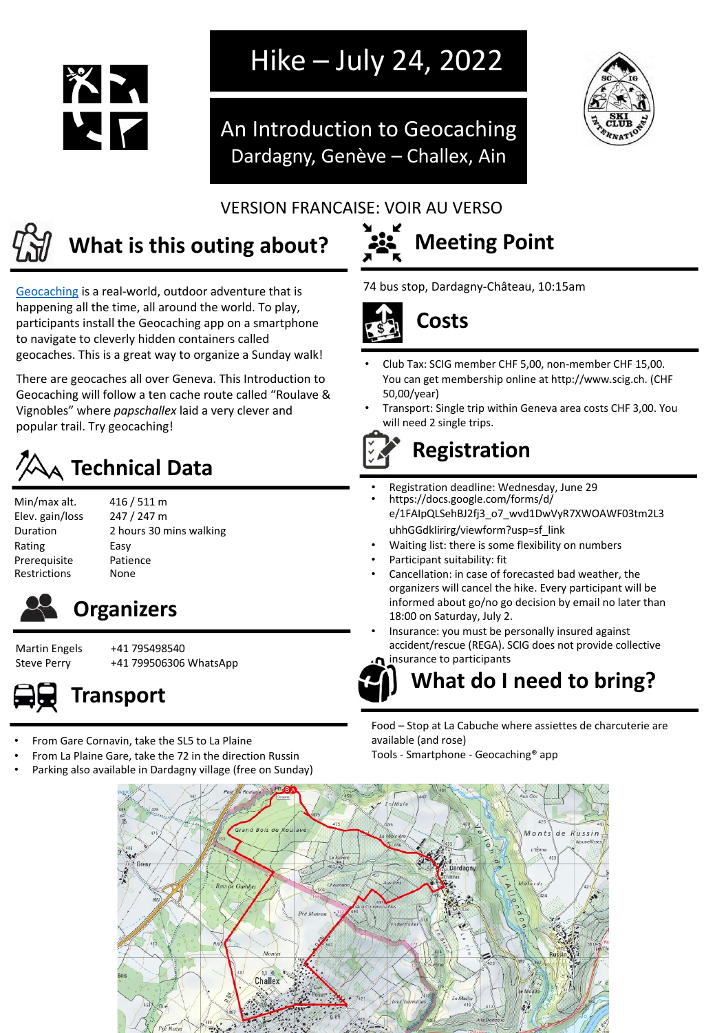# Hike – July 24, 2022

## An Introduction to Geocaching
Dardagny, Genève – Challex, Ain

VERSION FRANCAISE: VOIR AU VERSO

## What is this outing about?

Geocaching is a real-world, outdoor adventure that is happening all the time, all around the world. To play, participants install the Geocaching app on a smartphone to navigate to cleverly hidden containers called geocaches. This is a great way to organize a Sunday walk!

There are geocaches all over Geneva. This Introduction to Geocaching will follow a ten cache route called "Roulave & Vignobles" where *papschallex* laid a very clever and popular trail. Try geocaching!

## Technical Data

| | |
|---|---|
| Min/max alt. | 416 / 511 m |
| Elev. gain/loss | 247 / 247 m |
| Duration | 2 hours 30 mins walking |
| Rating | Easy |
| Prerequisite | Patience |
| Restrictions | None |

## Organizers

| | |
|---|---|
| Martin Engels | +41 795498540 |
| Steve Perry | +41 799506306 WhatsApp |

## Transport

- From Gare Cornavin, take the SL5 to La Plaine
- From La Plaine Gare, take the 72 in the direction Russin
- Parking also available in Dardagny village (free on Sunday)

## Meeting Point

74 bus stop, Dardagny-Château, 10:15am

## Costs

- Club Tax: SCIG member CHF 5,00, non-member CHF 15,00. You can get membership online at http://www.scig.ch. (CHF 50,00/year)
- Transport: Single trip within Geneva area costs CHF 3,00. You will need 2 single trips.

## Registration

- Registration deadline: Wednesday, June 29
- https://docs.google.com/forms/d/e/1FAIpQLSehBJ2fj3_o7_wvd1DwVyR7XWOAWF03tm2L3uhhGGdkIirirg/viewform?usp=sf_link
- Waiting list: there is some flexibility on numbers
- Participant suitability: fit
- Cancellation: in case of forecasted bad weather, the organizers will cancel the hike. Every participant will be informed about go/no go decision by email no later than 18:00 on Saturday, July 2.
- Insurance: you must be personally insured against accident/rescue (REGA). SCIG does not provide collective insurance to participants

## What do I need to bring?

Food – Stop at La Cabuche where assiettes de charcuterie are available (and rose)
Tools - Smartphone - Geocaching® app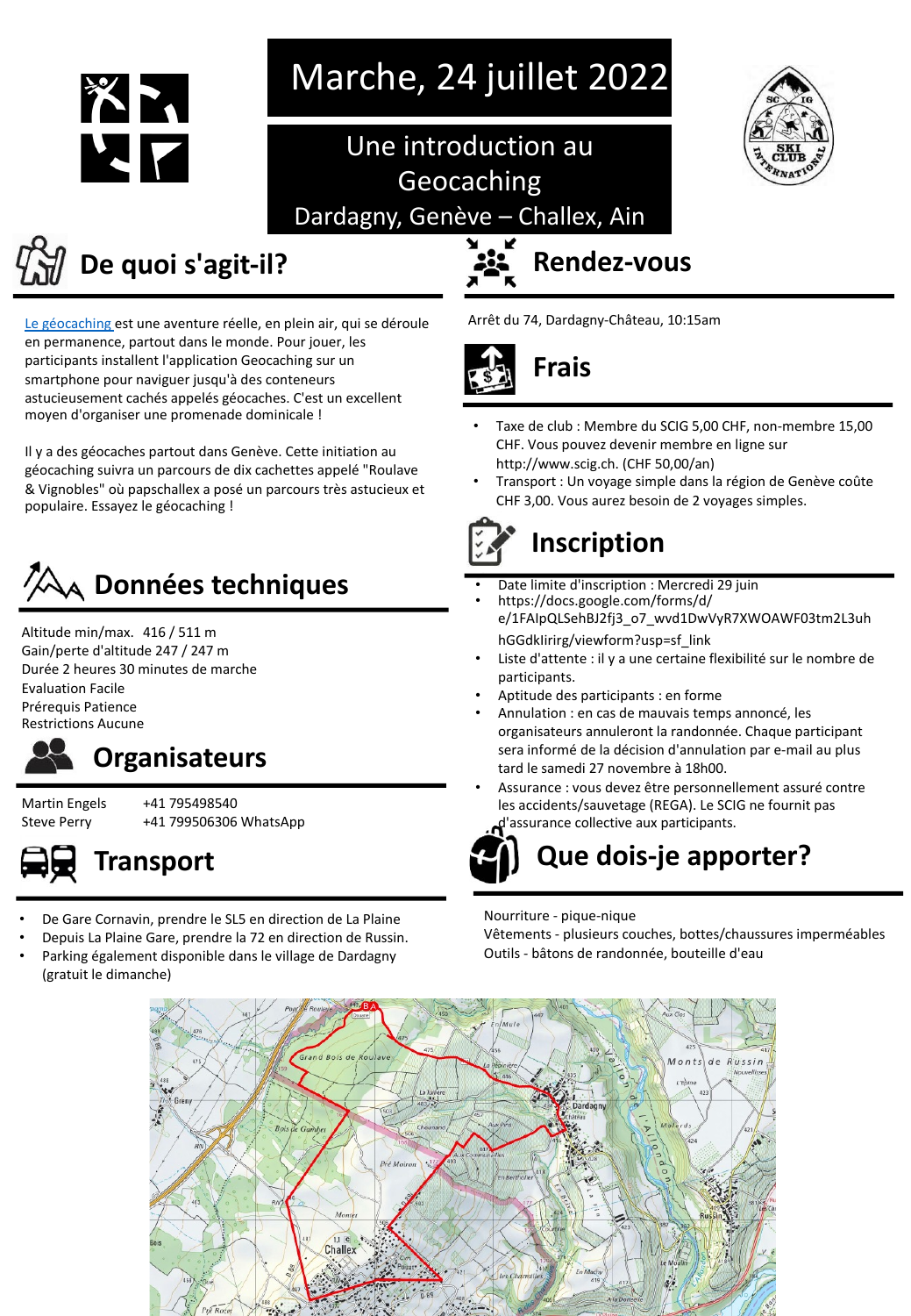# Marche, 24 juillet 2022

## Une introduction au Geocaching

Dardagny, Genève – Challex, Ain

## De quoi s'agit-il?

Le géocaching est une aventure réelle, en plein air, qui se déroule en permanence, partout dans le monde. Pour jouer, les participants installent l'application Geocaching sur un smartphone pour naviguer jusqu'à des conteneurs astucieusement cachés appelés géocaches. C'est un excellent moyen d'organiser une promenade dominicale !

Il y a des géocaches partout dans Genève. Cette initiation au géocaching suivra un parcours de dix cachettes appelé "Roulave & Vignobles" où papschallex a posé un parcours très astucieux et populaire. Essayez le géocaching !

## Données techniques

Altitude min/max. 416 / 511 m
Gain/perte d'altitude 247 / 247 m
Durée 2 heures 30 minutes de marche
Evaluation Facile
Prérequis Patience
Restrictions Aucune

## Organisateurs

| | |
|---|---|
| Martin Engels | +41 795498540 |
| Steve Perry | +41 799506306 WhatsApp |

## Transport

- De Gare Cornavin, prendre le SL5 en direction de La Plaine
- Depuis La Plaine Gare, prendre la 72 en direction de Russin.
- Parking également disponible dans le village de Dardagny (gratuit le dimanche)

## Rendez-vous

Arrêt du 74, Dardagny-Château, 10:15am

## Frais

- Taxe de club : Membre du SCIG 5,00 CHF, non-membre 15,00 CHF. Vous pouvez devenir membre en ligne sur http://www.scig.ch. (CHF 50,00/an)
- Transport : Un voyage simple dans la région de Genève coûte CHF 3,00. Vous aurez besoin de 2 voyages simples.

## Inscription

- Date limite d'inscription : Mercredi 29 juin
- https://docs.google.com/forms/d/e/1FAIpQLSehBJ2fj3_o7_wvd1DwVyR7XWOAWF03tm2L3uhhGGdkIirirg/viewform?usp=sf_link
- Liste d'attente : il y a une certaine flexibilité sur le nombre de participants.
- Aptitude des participants : en forme
- Annulation : en cas de mauvais temps annoncé, les organisateurs annuleront la randonnée. Chaque participant sera informé de la décision d'annulation par e-mail au plus tard le samedi 27 novembre à 18h00.
- Assurance : vous devez être personnellement assuré contre les accidents/sauvetage (REGA). Le SCIG ne fournit pas d'assurance collective aux participants.

## Que dois-je apporter?

Nourriture - pique-nique
Vêtements - plusieurs couches, bottes/chaussures imperméables
Outils - bâtons de randonnée, bouteille d'eau